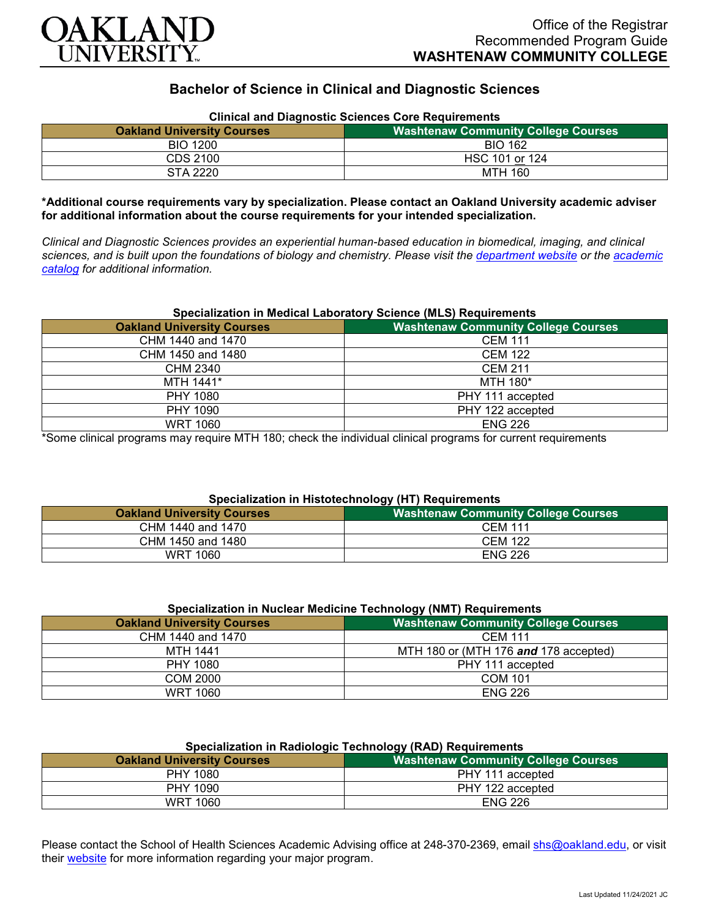OAKLAND UNIVERSITY

Office of the Registrar
Recommended Program Guide
**WASHTENAW COMMUNITY COLLEGE**

# Bachelor of Science in Clinical and Diagnostic Sciences

### Clinical and Diagnostic Sciences Core Requirements

| Oakland University Courses | Washtenaw Community College Courses |
|---|---|
| BIO 1200 | BIO 162 |
| CDS 2100 | HSC 101 or 124 |
| STA 2220 | MTH 160 |

**\*Additional course requirements vary by specialization. Please contact an Oakland University academic adviser for additional information about the course requirements for your intended specialization.**

*Clinical and Diagnostic Sciences provides an experiential human-based education in biomedical, imaging, and clinical sciences, and is built upon the foundations of biology and chemistry. Please visit the department website or the academic catalog for additional information.*

### Specialization in Medical Laboratory Science (MLS) Requirements

| Oakland University Courses | Washtenaw Community College Courses |
|---|---|
| CHM 1440 and 1470 | CEM 111 |
| CHM 1450 and 1480 | CEM 122 |
| CHM 2340 | CEM 211 |
| MTH 1441* | MTH 180* |
| PHY 1080 | PHY 111 accepted |
| PHY 1090 | PHY 122 accepted |
| WRT 1060 | ENG 226 |

*Some clinical programs may require MTH 180; check the individual clinical programs for current requirements

### Specialization in Histotechnology (HT) Requirements

| Oakland University Courses | Washtenaw Community College Courses |
|---|---|
| CHM 1440 and 1470 | CEM 111 |
| CHM 1450 and 1480 | CEM 122 |
| WRT 1060 | ENG 226 |

### Specialization in Nuclear Medicine Technology (NMT) Requirements

| Oakland University Courses | Washtenaw Community College Courses |
|---|---|
| CHM 1440 and 1470 | CEM 111 |
| MTH 1441 | MTH 180 or (MTH 176 ***and*** 178 accepted) |
| PHY 1080 | PHY 111 accepted |
| COM 2000 | COM 101 |
| WRT 1060 | ENG 226 |

### Specialization in Radiologic Technology (RAD) Requirements

| Oakland University Courses | Washtenaw Community College Courses |
|---|---|
| PHY 1080 | PHY 111 accepted |
| PHY 1090 | PHY 122 accepted |
| WRT 1060 | ENG 226 |

Please contact the School of Health Sciences Academic Advising office at 248-370-2369, email shs@oakland.edu, or visit their website for more information regarding your major program.

Last Updated 11/24/2021 JC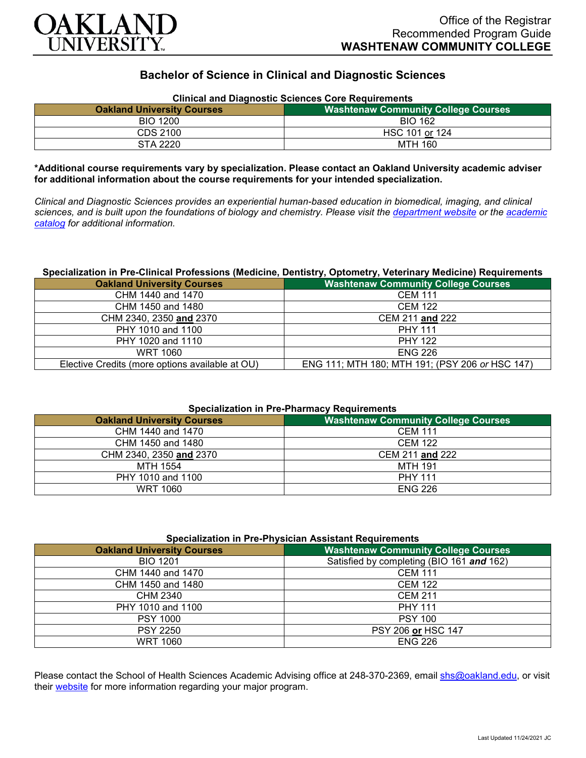Office of the Registrar
Recommended Program Guide
**WASHTENAW COMMUNITY COLLEGE**

# Bachelor of Science in Clinical and Diagnostic Sciences

**Clinical and Diagnostic Sciences Core Requirements**

| Oakland University Courses | Washtenaw Community College Courses |
|---|---|
| BIO 1200 | BIO 162 |
| CDS 2100 | HSC 101 or 124 |
| STA 2220 | MTH 160 |

**\*Additional course requirements vary by specialization. Please contact an Oakland University academic adviser for additional information about the course requirements for your intended specialization.**

*Clinical and Diagnostic Sciences provides an experiential human-based education in biomedical, imaging, and clinical sciences, and is built upon the foundations of biology and chemistry. Please visit the [department website](#) or the [academic catalog](#) for additional information.*

**Specialization in Pre-Clinical Professions (Medicine, Dentistry, Optometry, Veterinary Medicine) Requirements**

| Oakland University Courses | Washtenaw Community College Courses |
|---|---|
| CHM 1440 and 1470 | CEM 111 |
| CHM 1450 and 1480 | CEM 122 |
| CHM 2340, 2350 **and** 2370 | CEM 211 **and** 222 |
| PHY 1010 and 1100 | PHY 111 |
| PHY 1020 and 1110 | PHY 122 |
| WRT 1060 | ENG 226 |
| Elective Credits (more options available at OU) | ENG 111; MTH 180; MTH 191; (PSY 206 *or* HSC 147) |

**Specialization in Pre-Pharmacy Requirements**

| Oakland University Courses | Washtenaw Community College Courses |
|---|---|
| CHM 1440 and 1470 | CEM 111 |
| CHM 1450 and 1480 | CEM 122 |
| CHM 2340, 2350 **and** 2370 | CEM 211 **and** 222 |
| MTH 1554 | MTH 191 |
| PHY 1010 and 1100 | PHY 111 |
| WRT 1060 | ENG 226 |

**Specialization in Pre-Physician Assistant Requirements**

| Oakland University Courses | Washtenaw Community College Courses |
|---|---|
| BIO 1201 | Satisfied by completing (BIO 161 ***and*** 162) |
| CHM 1440 and 1470 | CEM 111 |
| CHM 1450 and 1480 | CEM 122 |
| CHM 2340 | CEM 211 |
| PHY 1010 and 1100 | PHY 111 |
| PSY 1000 | PSY 100 |
| PSY 2250 | PSY 206 **or** HSC 147 |
| WRT 1060 | ENG 226 |

Please contact the School of Health Sciences Academic Advising office at 248-370-2369, email [shs@oakland.edu](mailto:shs@oakland.edu), or visit their [website](#) for more information regarding your major program.

Last Updated 11/24/2021 JC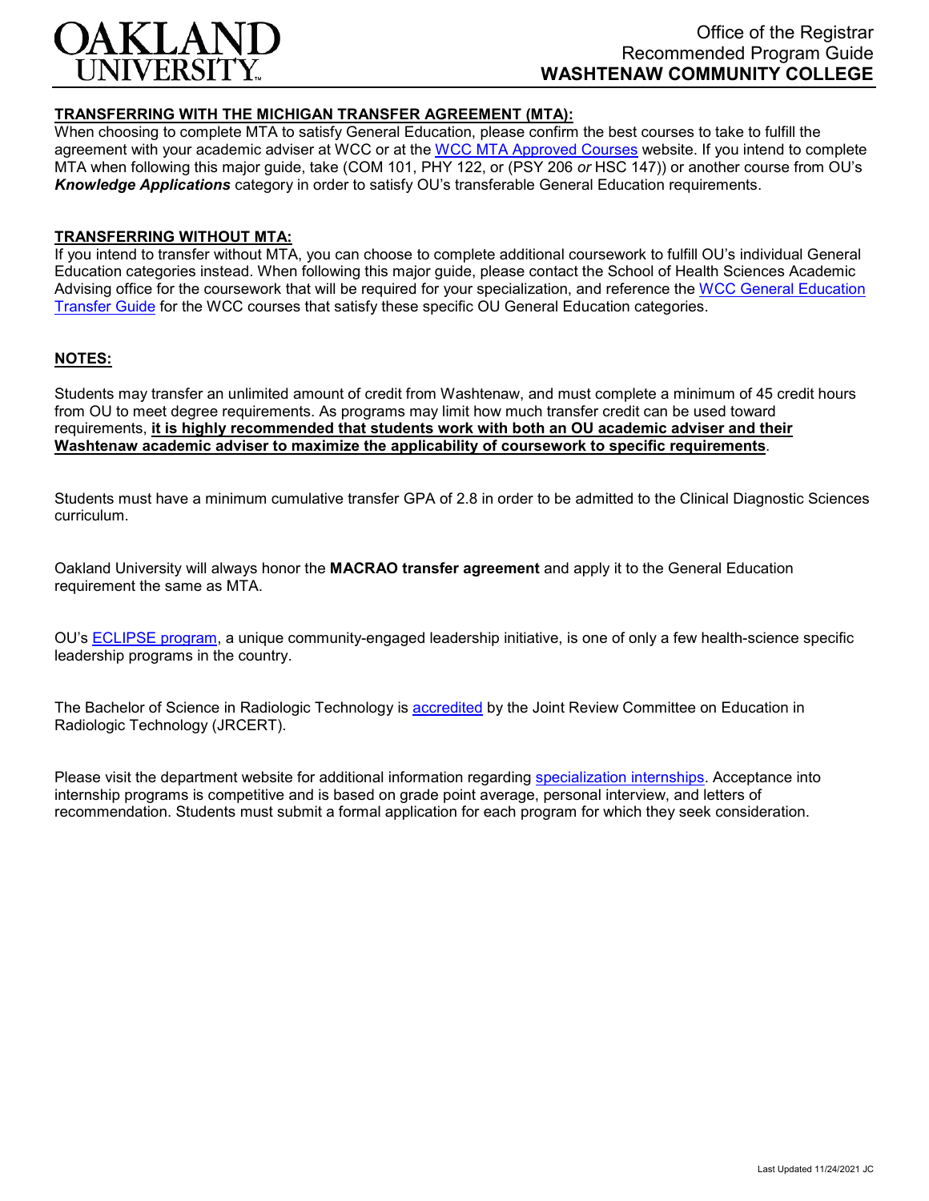**TRANSFERRING WITH THE MICHIGAN TRANSFER AGREEMENT (MTA):**

When choosing to complete MTA to satisfy General Education, please confirm the best courses to take to fulfill the agreement with your academic adviser at WCC or at the WCC MTA Approved Courses website. If you intend to complete MTA when following this major guide, take (COM 101, PHY 122, or (PSY 206 *or* HSC 147)) or another course from OU's ***Knowledge Applications*** category in order to satisfy OU's transferable General Education requirements.

**TRANSFERRING WITHOUT MTA:**

If you intend to transfer without MTA, you can choose to complete additional coursework to fulfill OU's individual General Education categories instead. When following this major guide, please contact the School of Health Sciences Academic Advising office for the coursework that will be required for your specialization, and reference the WCC General Education Transfer Guide for the WCC courses that satisfy these specific OU General Education categories.

**NOTES:**

Students may transfer an unlimited amount of credit from Washtenaw, and must complete a minimum of 45 credit hours from OU to meet degree requirements. As programs may limit how much transfer credit can be used toward requirements, **it is highly recommended that students work with both an OU academic adviser and their Washtenaw academic adviser to maximize the applicability of coursework to specific requirements**.

Students must have a minimum cumulative transfer GPA of 2.8 in order to be admitted to the Clinical Diagnostic Sciences curriculum.

Oakland University will always honor the **MACRAO transfer agreement** and apply it to the General Education requirement the same as MTA.

OU's ECLIPSE program, a unique community-engaged leadership initiative, is one of only a few health-science specific leadership programs in the country.

The Bachelor of Science in Radiologic Technology is accredited by the Joint Review Committee on Education in Radiologic Technology (JRCERT).

Please visit the department website for additional information regarding specialization internships. Acceptance into internship programs is competitive and is based on grade point average, personal interview, and letters of recommendation. Students must submit a formal application for each program for which they seek consideration.